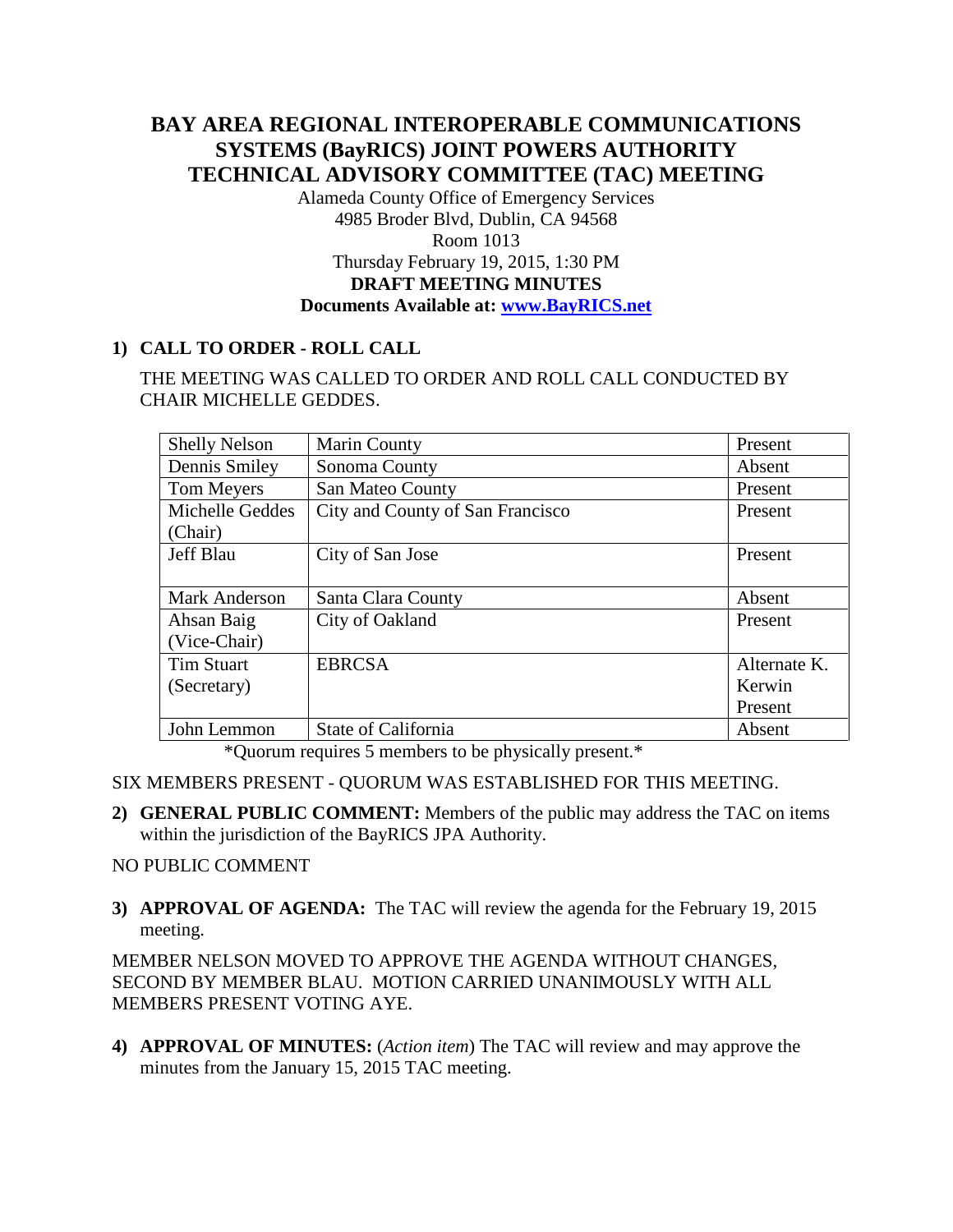# BAY AREA REGIONAL INTEROPERABLE COMMUNICATIONS SYSTEMS (BayRICS) JOINT POWERS AUTHORITY TECHNICAL ADVISORY COMMITTEE (TAC) MEETING

Alameda County Office of Emergency Services
4985 Broder Blvd, Dublin, CA 94568
Room 1013
Thursday February 19, 2015, 1:30 PM
**DRAFT MEETING MINUTES**
**Documents Available at: www.BayRICS.net**

## 1) CALL TO ORDER - ROLL CALL

THE MEETING WAS CALLED TO ORDER AND ROLL CALL CONDUCTED BY CHAIR MICHELLE GEDDES.

| | | |
|---|---|---|
| Shelly Nelson | Marin County | Present |
| Dennis Smiley | Sonoma County | Absent |
| Tom Meyers | San Mateo County | Present |
| Michelle Geddes (Chair) | City and County of San Francisco | Present |
| Jeff Blau | City of San Jose | Present |
| Mark Anderson | Santa Clara County | Absent |
| Ahsan Baig (Vice-Chair) | City of Oakland | Present |
| Tim Stuart (Secretary) | EBRCSA | Alternate K. Kerwin Present |
| John Lemmon | State of California | Absent |

*Quorum requires 5 members to be physically present.*

SIX MEMBERS PRESENT - QUORUM WAS ESTABLISHED FOR THIS MEETING.

**2) GENERAL PUBLIC COMMENT:** Members of the public may address the TAC on items within the jurisdiction of the BayRICS JPA Authority.

NO PUBLIC COMMENT

**3) APPROVAL OF AGENDA:** The TAC will review the agenda for the February 19, 2015 meeting.

MEMBER NELSON MOVED TO APPROVE THE AGENDA WITHOUT CHANGES, SECOND BY MEMBER BLAU. MOTION CARRIED UNANIMOUSLY WITH ALL MEMBERS PRESENT VOTING AYE.

**4) APPROVAL OF MINUTES:** (*Action item*) The TAC will review and may approve the minutes from the January 15, 2015 TAC meeting.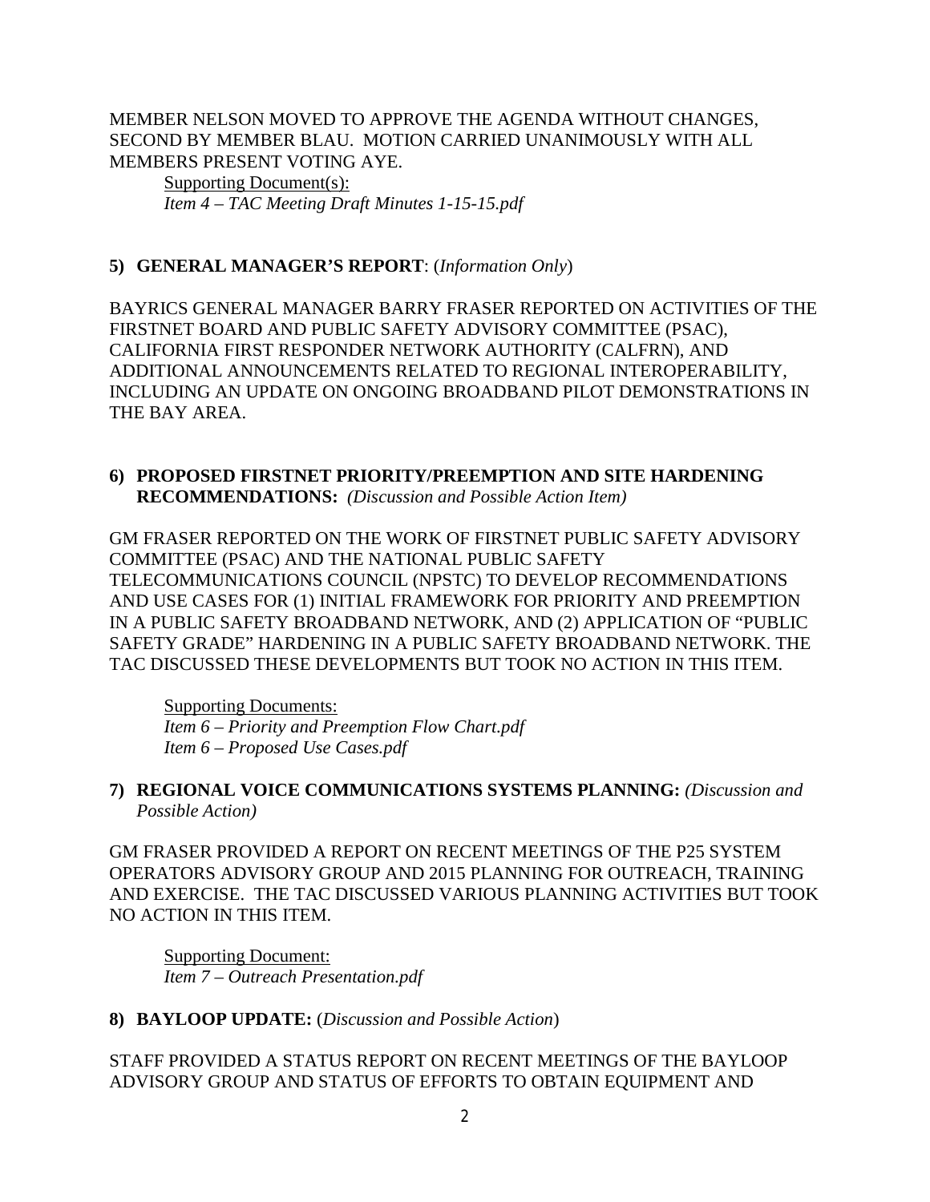MEMBER NELSON MOVED TO APPROVE THE AGENDA WITHOUT CHANGES, SECOND BY MEMBER BLAU. MOTION CARRIED UNANIMOUSLY WITH ALL MEMBERS PRESENT VOTING AYE.

> Supporting Document(s):
> *Item 4 – TAC Meeting Draft Minutes 1-15-15.pdf*

**5) GENERAL MANAGER'S REPORT**: (*Information Only*)

BAYRICS GENERAL MANAGER BARRY FRASER REPORTED ON ACTIVITIES OF THE FIRSTNET BOARD AND PUBLIC SAFETY ADVISORY COMMITTEE (PSAC), CALIFORNIA FIRST RESPONDER NETWORK AUTHORITY (CALFRN), AND ADDITIONAL ANNOUNCEMENTS RELATED TO REGIONAL INTEROPERABILITY, INCLUDING AN UPDATE ON ONGOING BROADBAND PILOT DEMONSTRATIONS IN THE BAY AREA.

**6) PROPOSED FIRSTNET PRIORITY/PREEMPTION AND SITE HARDENING RECOMMENDATIONS:** *(Discussion and Possible Action Item)*

GM FRASER REPORTED ON THE WORK OF FIRSTNET PUBLIC SAFETY ADVISORY COMMITTEE (PSAC) AND THE NATIONAL PUBLIC SAFETY TELECOMMUNICATIONS COUNCIL (NPSTC) TO DEVELOP RECOMMENDATIONS AND USE CASES FOR (1) INITIAL FRAMEWORK FOR PRIORITY AND PREEMPTION IN A PUBLIC SAFETY BROADBAND NETWORK, AND (2) APPLICATION OF "PUBLIC SAFETY GRADE" HARDENING IN A PUBLIC SAFETY BROADBAND NETWORK. THE TAC DISCUSSED THESE DEVELOPMENTS BUT TOOK NO ACTION IN THIS ITEM.

> Supporting Documents:
> *Item 6 – Priority and Preemption Flow Chart.pdf*
> *Item 6 – Proposed Use Cases.pdf*

**7) REGIONAL VOICE COMMUNICATIONS SYSTEMS PLANNING:** *(Discussion and Possible Action)*

GM FRASER PROVIDED A REPORT ON RECENT MEETINGS OF THE P25 SYSTEM OPERATORS ADVISORY GROUP AND 2015 PLANNING FOR OUTREACH, TRAINING AND EXERCISE. THE TAC DISCUSSED VARIOUS PLANNING ACTIVITIES BUT TOOK NO ACTION IN THIS ITEM.

> Supporting Document:
> *Item 7 – Outreach Presentation.pdf*

**8) BAYLOOP UPDATE:** (*Discussion and Possible Action*)

STAFF PROVIDED A STATUS REPORT ON RECENT MEETINGS OF THE BAYLOOP ADVISORY GROUP AND STATUS OF EFFORTS TO OBTAIN EQUIPMENT AND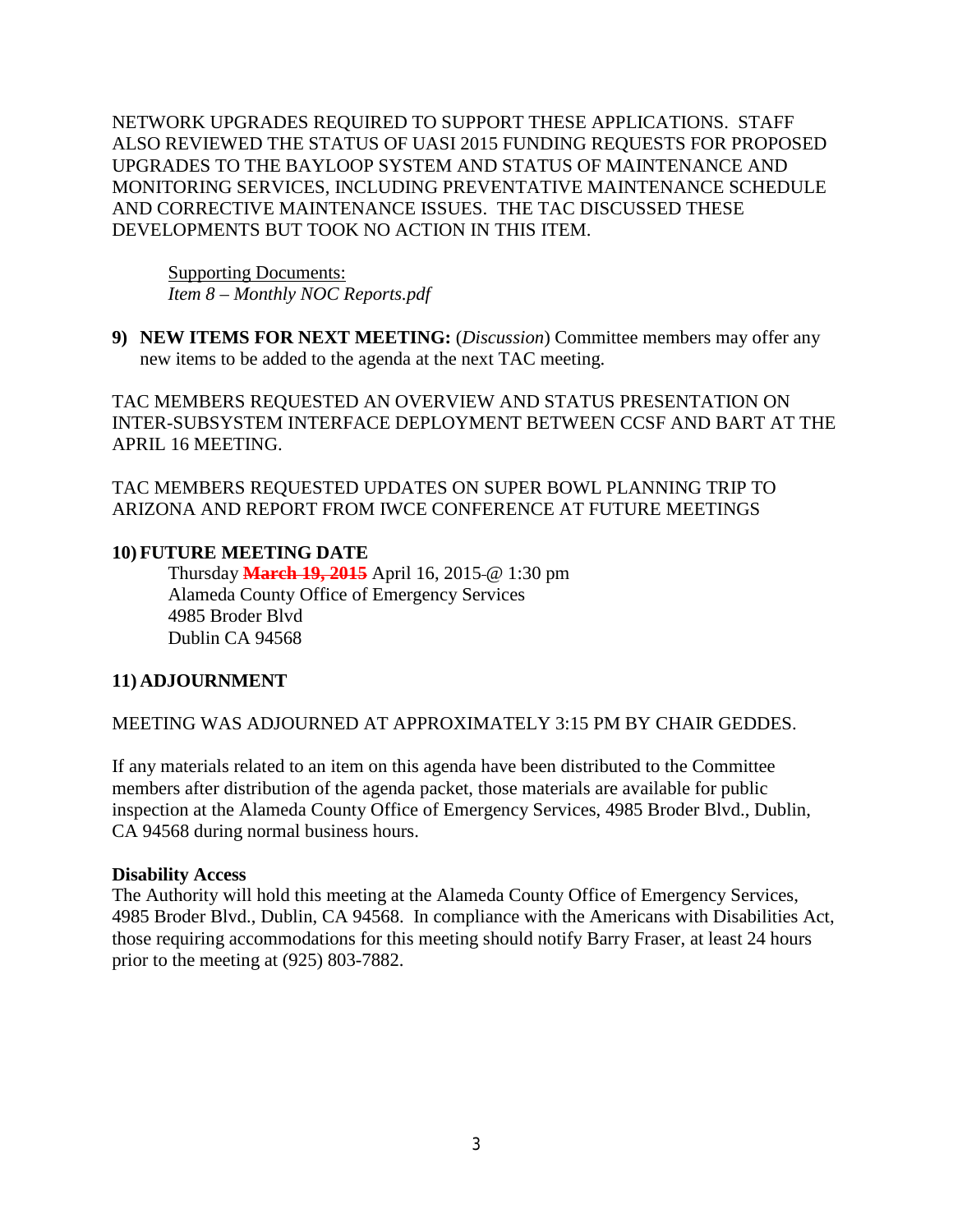NETWORK UPGRADES REQUIRED TO SUPPORT THESE APPLICATIONS. STAFF ALSO REVIEWED THE STATUS OF UASI 2015 FUNDING REQUESTS FOR PROPOSED UPGRADES TO THE BAYLOOP SYSTEM AND STATUS OF MAINTENANCE AND MONITORING SERVICES, INCLUDING PREVENTATIVE MAINTENANCE SCHEDULE AND CORRECTIVE MAINTENANCE ISSUES. THE TAC DISCUSSED THESE DEVELOPMENTS BUT TOOK NO ACTION IN THIS ITEM.

Supporting Documents:
*Item 8 – Monthly NOC Reports.pdf*

**9) NEW ITEMS FOR NEXT MEETING:** (*Discussion*) Committee members may offer any new items to be added to the agenda at the next TAC meeting.

TAC MEMBERS REQUESTED AN OVERVIEW AND STATUS PRESENTATION ON INTER-SUBSYSTEM INTERFACE DEPLOYMENT BETWEEN CCSF AND BART AT THE APRIL 16 MEETING.

TAC MEMBERS REQUESTED UPDATES ON SUPER BOWL PLANNING TRIP TO ARIZONA AND REPORT FROM IWCE CONFERENCE AT FUTURE MEETINGS

**10) FUTURE MEETING DATE**

Thursday ~~**March 19, 2015**~~ April 16, 2015 @ 1:30 pm
Alameda County Office of Emergency Services
4985 Broder Blvd
Dublin CA 94568

**11) ADJOURNMENT**

MEETING WAS ADJOURNED AT APPROXIMATELY 3:15 PM BY CHAIR GEDDES.

If any materials related to an item on this agenda have been distributed to the Committee members after distribution of the agenda packet, those materials are available for public inspection at the Alameda County Office of Emergency Services, 4985 Broder Blvd., Dublin, CA 94568 during normal business hours.

**Disability Access**
The Authority will hold this meeting at the Alameda County Office of Emergency Services, 4985 Broder Blvd., Dublin, CA 94568. In compliance with the Americans with Disabilities Act, those requiring accommodations for this meeting should notify Barry Fraser, at least 24 hours prior to the meeting at (925) 803-7882.